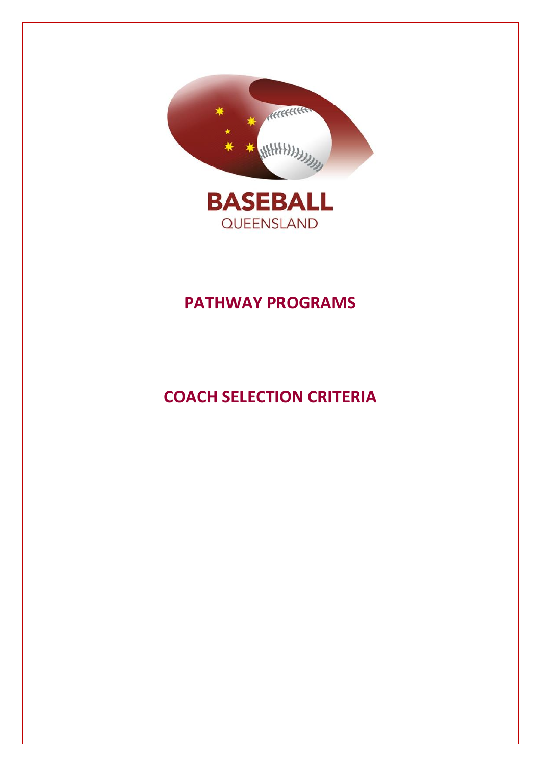BASEBALL
QUEENSLAND

# PATHWAY PROGRAMS

# COACH SELECTION CRITERIA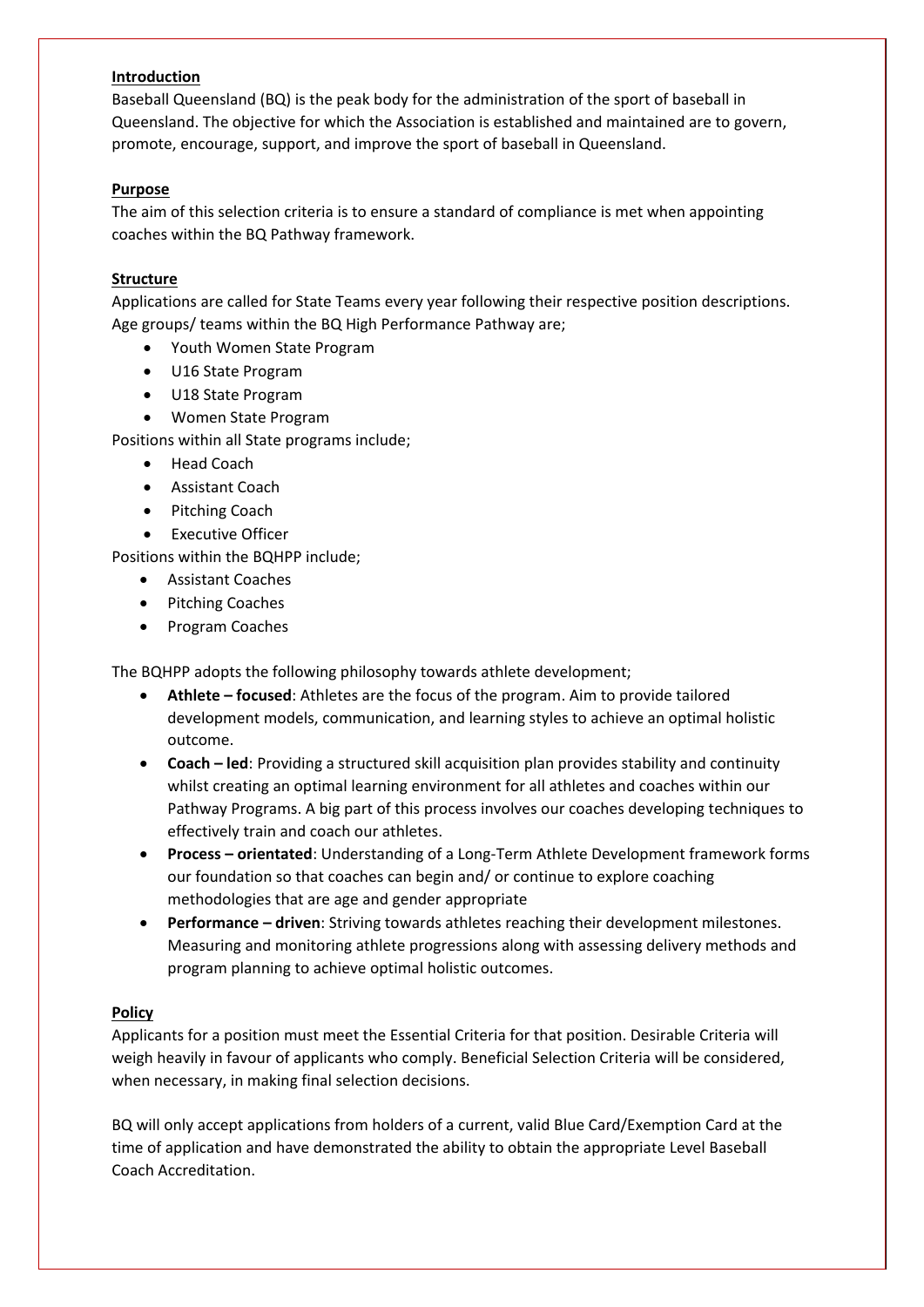## Introduction

Baseball Queensland (BQ) is the peak body for the administration of the sport of baseball in Queensland. The objective for which the Association is established and maintained are to govern, promote, encourage, support, and improve the sport of baseball in Queensland.

## Purpose

The aim of this selection criteria is to ensure a standard of compliance is met when appointing coaches within the BQ Pathway framework.

## Structure

Applications are called for State Teams every year following their respective position descriptions. Age groups/ teams within the BQ High Performance Pathway are;

- Youth Women State Program
- U16 State Program
- U18 State Program
- Women State Program

Positions within all State programs include;

- Head Coach
- Assistant Coach
- Pitching Coach
- Executive Officer

Positions within the BQHPP include;

- Assistant Coaches
- Pitching Coaches
- Program Coaches

The BQHPP adopts the following philosophy towards athlete development;

- **Athlete – focused**: Athletes are the focus of the program. Aim to provide tailored development models, communication, and learning styles to achieve an optimal holistic outcome.
- **Coach – led**: Providing a structured skill acquisition plan provides stability and continuity whilst creating an optimal learning environment for all athletes and coaches within our Pathway Programs. A big part of this process involves our coaches developing techniques to effectively train and coach our athletes.
- **Process – orientated**: Understanding of a Long-Term Athlete Development framework forms our foundation so that coaches can begin and/ or continue to explore coaching methodologies that are age and gender appropriate
- **Performance – driven**: Striving towards athletes reaching their development milestones. Measuring and monitoring athlete progressions along with assessing delivery methods and program planning to achieve optimal holistic outcomes.

## Policy

Applicants for a position must meet the Essential Criteria for that position. Desirable Criteria will weigh heavily in favour of applicants who comply. Beneficial Selection Criteria will be considered, when necessary, in making final selection decisions.

BQ will only accept applications from holders of a current, valid Blue Card/Exemption Card at the time of application and have demonstrated the ability to obtain the appropriate Level Baseball Coach Accreditation.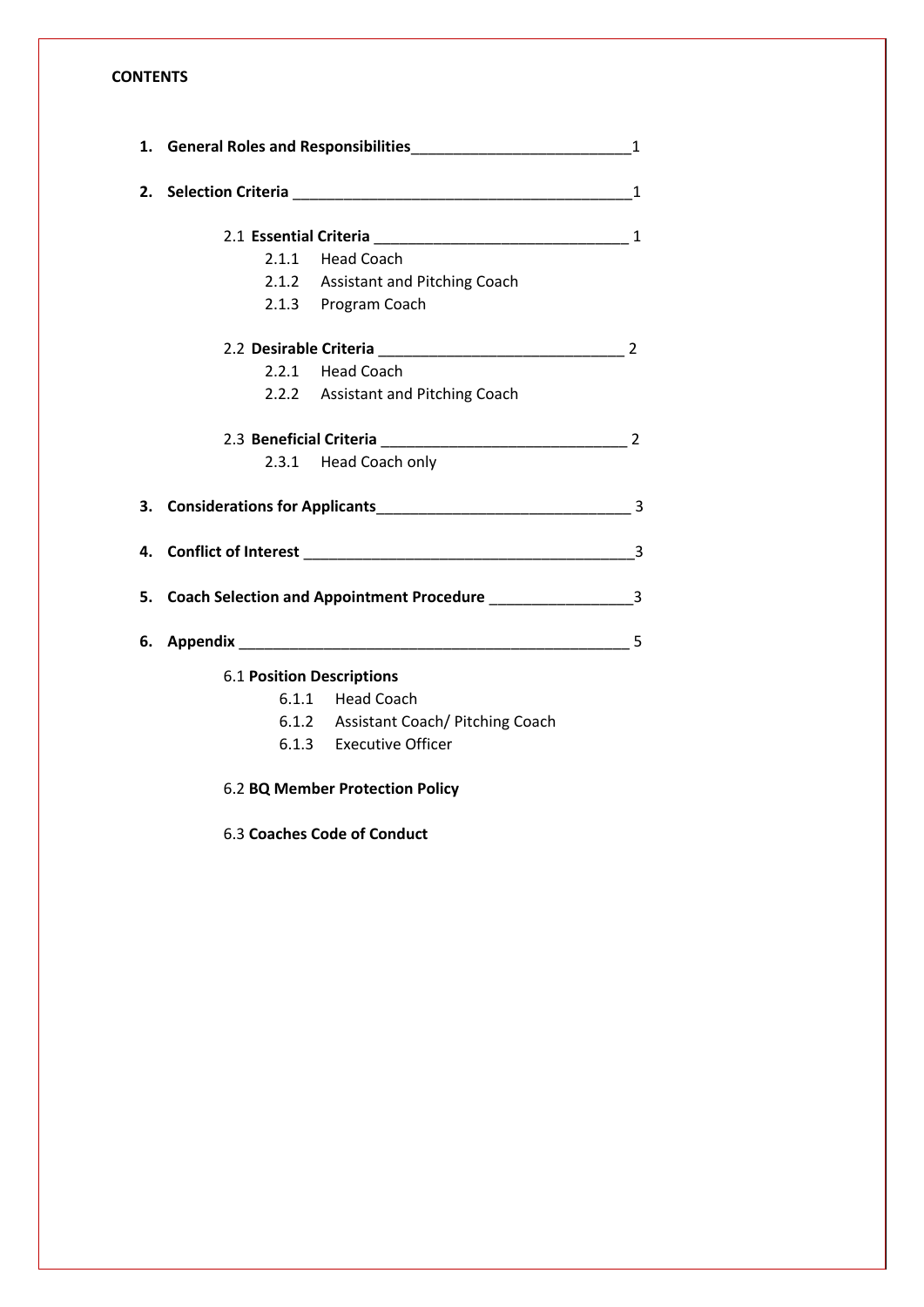**CONTENTS**

1. **General Roles and Responsibilities** ____________________________ 1

2. **Selection Criteria** ____________________________ 1

   2.1 **Essential Criteria** ____________________________ 1
   - 2.1.1 Head Coach
   - 2.1.2 Assistant and Pitching Coach
   - 2.1.3 Program Coach

   2.2 **Desirable Criteria** ____________________________ 2
   - 2.2.1 Head Coach
   - 2.2.2 Assistant and Pitching Coach

   2.3 **Beneficial Criteria** ____________________________ 2
   - 2.3.1 Head Coach only

3. **Considerations for Applicants** ____________________________ 3

4. **Conflict of Interest** ____________________________ 3

5. **Coach Selection and Appointment Procedure** ____________________________ 3

6. **Appendix** ____________________________ 5

   6.1 **Position Descriptions**
   - 6.1.1 Head Coach
   - 6.1.2 Assistant Coach/ Pitching Coach
   - 6.1.3 Executive Officer

   6.2 **BQ Member Protection Policy**

   6.3 **Coaches Code of Conduct**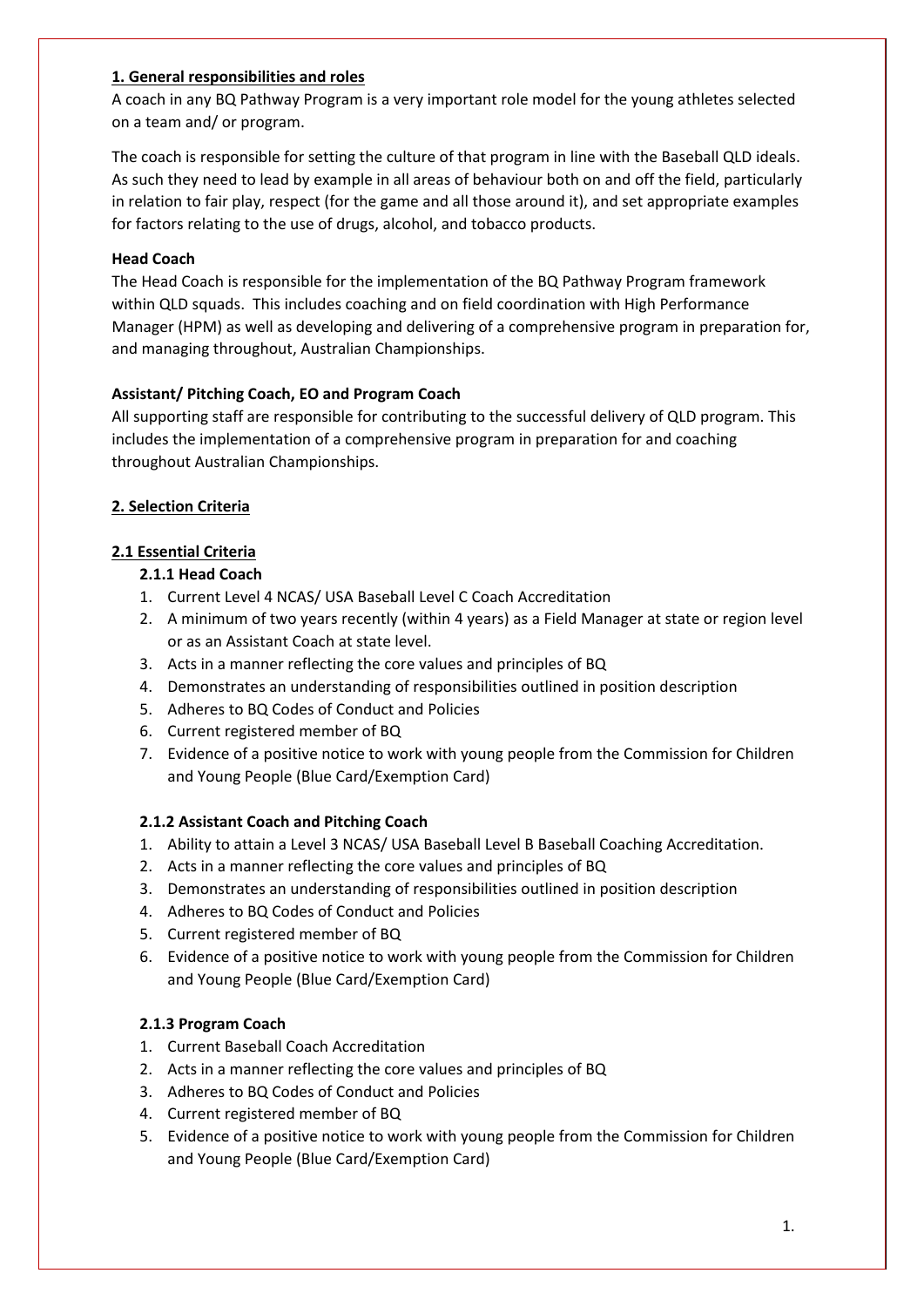## 1. General responsibilities and roles

A coach in any BQ Pathway Program is a very important role model for the young athletes selected on a team and/ or program.

The coach is responsible for setting the culture of that program in line with the Baseball QLD ideals. As such they need to lead by example in all areas of behaviour both on and off the field, particularly in relation to fair play, respect (for the game and all those around it), and set appropriate examples for factors relating to the use of drugs, alcohol, and tobacco products.

**Head Coach**

The Head Coach is responsible for the implementation of the BQ Pathway Program framework within QLD squads. This includes coaching and on field coordination with High Performance Manager (HPM) as well as developing and delivering of a comprehensive program in preparation for, and managing throughout, Australian Championships.

**Assistant/ Pitching Coach, EO and Program Coach**

All supporting staff are responsible for contributing to the successful delivery of QLD program. This includes the implementation of a comprehensive program in preparation for and coaching throughout Australian Championships.

## 2. Selection Criteria

### 2.1 Essential Criteria

#### 2.1.1 Head Coach

1. Current Level 4 NCAS/ USA Baseball Level C Coach Accreditation
2. A minimum of two years recently (within 4 years) as a Field Manager at state or region level or as an Assistant Coach at state level.
3. Acts in a manner reflecting the core values and principles of BQ
4. Demonstrates an understanding of responsibilities outlined in position description
5. Adheres to BQ Codes of Conduct and Policies
6. Current registered member of BQ
7. Evidence of a positive notice to work with young people from the Commission for Children and Young People (Blue Card/Exemption Card)

#### 2.1.2 Assistant Coach and Pitching Coach

1. Ability to attain a Level 3 NCAS/ USA Baseball Level B Baseball Coaching Accreditation.
2. Acts in a manner reflecting the core values and principles of BQ
3. Demonstrates an understanding of responsibilities outlined in position description
4. Adheres to BQ Codes of Conduct and Policies
5. Current registered member of BQ
6. Evidence of a positive notice to work with young people from the Commission for Children and Young People (Blue Card/Exemption Card)

#### 2.1.3 Program Coach

1. Current Baseball Coach Accreditation
2. Acts in a manner reflecting the core values and principles of BQ
3. Adheres to BQ Codes of Conduct and Policies
4. Current registered member of BQ
5. Evidence of a positive notice to work with young people from the Commission for Children and Young People (Blue Card/Exemption Card)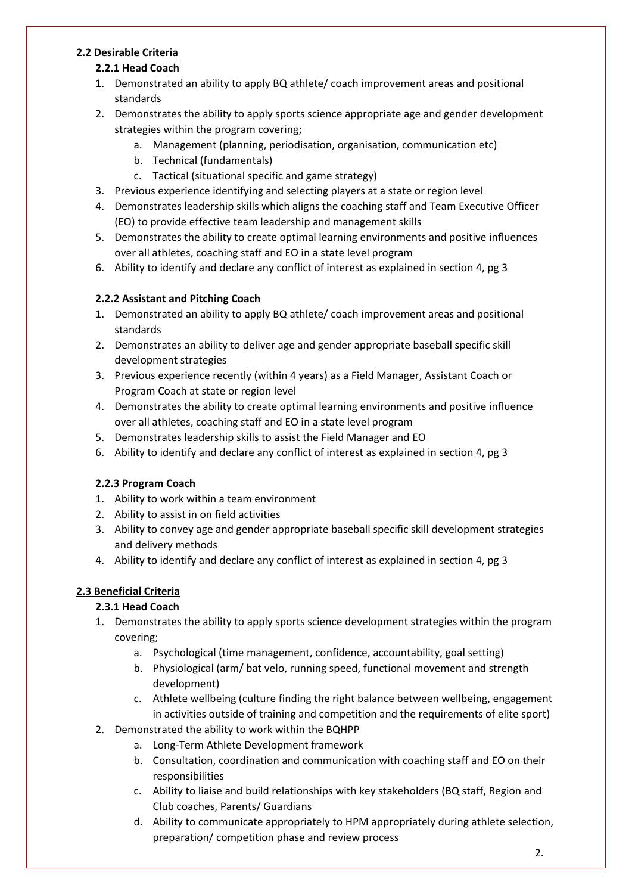## 2.2 Desirable Criteria

### 2.2.1 Head Coach

1. Demonstrated an ability to apply BQ athlete/ coach improvement areas and positional standards
2. Demonstrates the ability to apply sports science appropriate age and gender development strategies within the program covering;
   a. Management (planning, periodisation, organisation, communication etc)
   b. Technical (fundamentals)
   c. Tactical (situational specific and game strategy)
3. Previous experience identifying and selecting players at a state or region level
4. Demonstrates leadership skills which aligns the coaching staff and Team Executive Officer (EO) to provide effective team leadership and management skills
5. Demonstrates the ability to create optimal learning environments and positive influences over all athletes, coaching staff and EO in a state level program
6. Ability to identify and declare any conflict of interest as explained in section 4, pg 3

### 2.2.2 Assistant and Pitching Coach

1. Demonstrated an ability to apply BQ athlete/ coach improvement areas and positional standards
2. Demonstrates an ability to deliver age and gender appropriate baseball specific skill development strategies
3. Previous experience recently (within 4 years) as a Field Manager, Assistant Coach or Program Coach at state or region level
4. Demonstrates the ability to create optimal learning environments and positive influence over all athletes, coaching staff and EO in a state level program
5. Demonstrates leadership skills to assist the Field Manager and EO
6. Ability to identify and declare any conflict of interest as explained in section 4, pg 3

### 2.2.3 Program Coach

1. Ability to work within a team environment
2. Ability to assist in on field activities
3. Ability to convey age and gender appropriate baseball specific skill development strategies and delivery methods
4. Ability to identify and declare any conflict of interest as explained in section 4, pg 3

## 2.3 Beneficial Criteria

### 2.3.1 Head Coach

1. Demonstrates the ability to apply sports science development strategies within the program covering;
   a. Psychological (time management, confidence, accountability, goal setting)
   b. Physiological (arm/ bat velo, running speed, functional movement and strength development)
   c. Athlete wellbeing (culture finding the right balance between wellbeing, engagement in activities outside of training and competition and the requirements of elite sport)
2. Demonstrated the ability to work within the BQHPP
   a. Long-Term Athlete Development framework
   b. Consultation, coordination and communication with coaching staff and EO on their responsibilities
   c. Ability to liaise and build relationships with key stakeholders (BQ staff, Region and Club coaches, Parents/ Guardians
   d. Ability to communicate appropriately to HPM appropriately during athlete selection, preparation/ competition phase and review process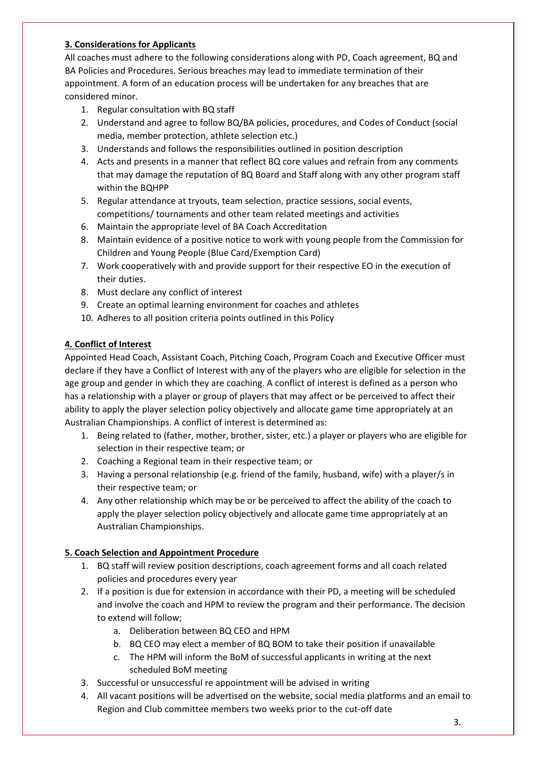**3. Considerations for Applicants**

All coaches must adhere to the following considerations along with PD, Coach agreement, BQ and BA Policies and Procedures. Serious breaches may lead to immediate termination of their appointment. A form of an education process will be undertaken for any breaches that are considered minor.

1. Regular consultation with BQ staff
2. Understand and agree to follow BQ/BA policies, procedures, and Codes of Conduct (social media, member protection, athlete selection etc.)
3. Understands and follows the responsibilities outlined in position description
4. Acts and presents in a manner that reflect BQ core values and refrain from any comments that may damage the reputation of BQ Board and Staff along with any other program staff within the BQHPP
5. Regular attendance at tryouts, team selection, practice sessions, social events, competitions/ tournaments and other team related meetings and activities
6. Maintain the appropriate level of BA Coach Accreditation
8. Maintain evidence of a positive notice to work with young people from the Commission for Children and Young People (Blue Card/Exemption Card)
7. Work cooperatively with and provide support for their respective EO in the execution of their duties.
8. Must declare any conflict of interest
9. Create an optimal learning environment for coaches and athletes
10. Adheres to all position criteria points outlined in this Policy

**4. Conflict of Interest**

Appointed Head Coach, Assistant Coach, Pitching Coach, Program Coach and Executive Officer must declare if they have a Conflict of Interest with any of the players who are eligible for selection in the age group and gender in which they are coaching. A conflict of interest is defined as a person who has a relationship with a player or group of players that may affect or be perceived to affect their ability to apply the player selection policy objectively and allocate game time appropriately at an Australian Championships. A conflict of interest is determined as:

1. Being related to (father, mother, brother, sister, etc.) a player or players who are eligible for selection in their respective team; or
2. Coaching a Regional team in their respective team; or
3. Having a personal relationship (e.g. friend of the family, husband, wife) with a player/s in their respective team; or
4. Any other relationship which may be or be perceived to affect the ability of the coach to apply the player selection policy objectively and allocate game time appropriately at an Australian Championships.

**5. Coach Selection and Appointment Procedure**

1. BQ staff will review position descriptions, coach agreement forms and all coach related policies and procedures every year
2. If a position is due for extension in accordance with their PD, a meeting will be scheduled and involve the coach and HPM to review the program and their performance. The decision to extend will follow;
   a. Deliberation between BQ CEO and HPM
   b. BQ CEO may elect a member of BQ BOM to take their position if unavailable
   c. The HPM will inform the BoM of successful applicants in writing at the next scheduled BoM meeting
3. Successful or unsuccessful re appointment will be advised in writing
4. All vacant positions will be advertised on the website, social media platforms and an email to Region and Club committee members two weeks prior to the cut-off date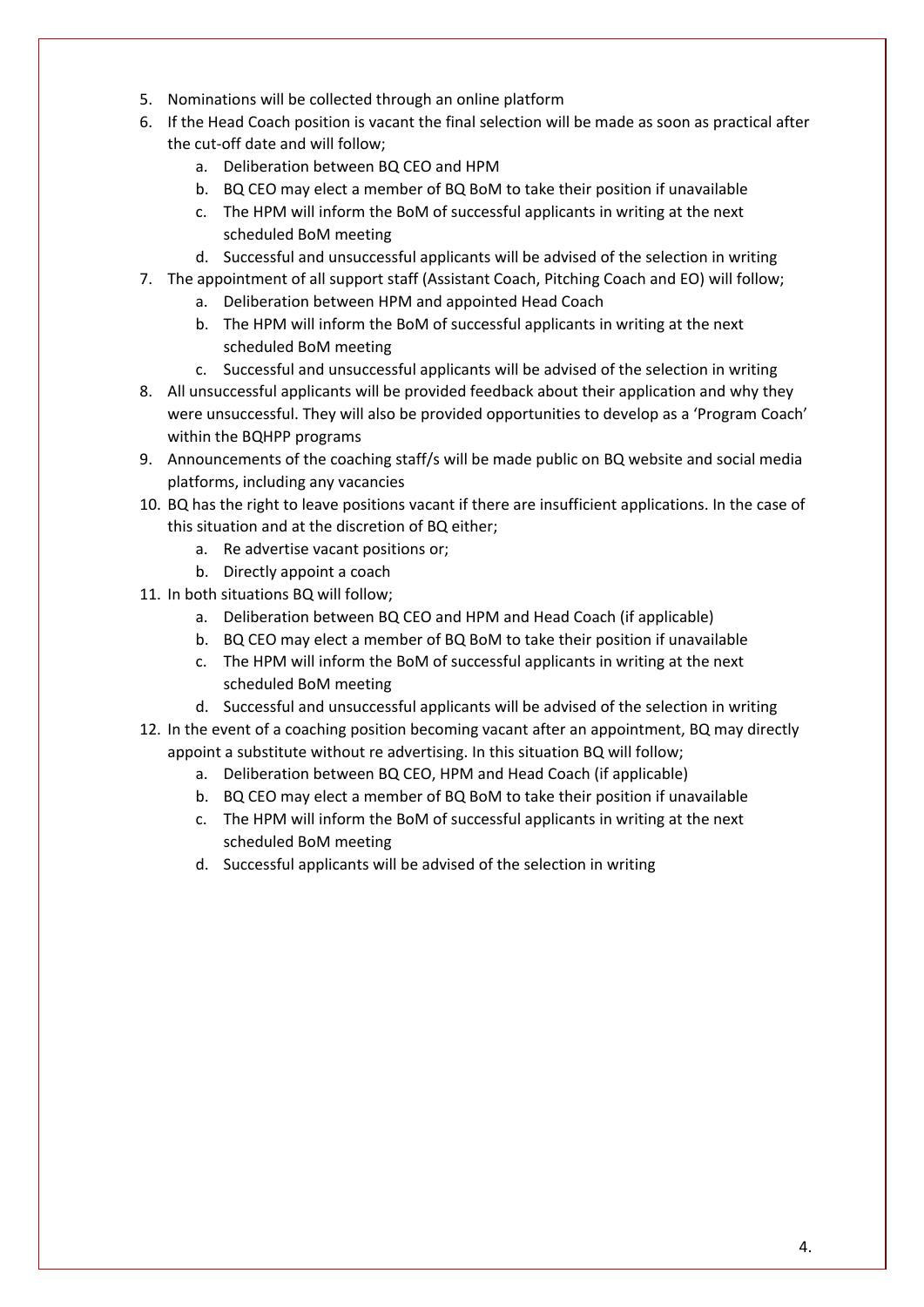5. Nominations will be collected through an online platform
6. If the Head Coach position is vacant the final selection will be made as soon as practical after the cut-off date and will follow;
   a. Deliberation between BQ CEO and HPM
   b. BQ CEO may elect a member of BQ BoM to take their position if unavailable
   c. The HPM will inform the BoM of successful applicants in writing at the next scheduled BoM meeting
   d. Successful and unsuccessful applicants will be advised of the selection in writing
7. The appointment of all support staff (Assistant Coach, Pitching Coach and EO) will follow;
   a. Deliberation between HPM and appointed Head Coach
   b. The HPM will inform the BoM of successful applicants in writing at the next scheduled BoM meeting
   c. Successful and unsuccessful applicants will be advised of the selection in writing
8. All unsuccessful applicants will be provided feedback about their application and why they were unsuccessful. They will also be provided opportunities to develop as a 'Program Coach' within the BQHPP programs
9. Announcements of the coaching staff/s will be made public on BQ website and social media platforms, including any vacancies
10. BQ has the right to leave positions vacant if there are insufficient applications. In the case of this situation and at the discretion of BQ either;
    a. Re advertise vacant positions or;
    b. Directly appoint a coach
11. In both situations BQ will follow;
    a. Deliberation between BQ CEO and HPM and Head Coach (if applicable)
    b. BQ CEO may elect a member of BQ BoM to take their position if unavailable
    c. The HPM will inform the BoM of successful applicants in writing at the next scheduled BoM meeting
    d. Successful and unsuccessful applicants will be advised of the selection in writing
12. In the event of a coaching position becoming vacant after an appointment, BQ may directly appoint a substitute without re advertising. In this situation BQ will follow;
    a. Deliberation between BQ CEO, HPM and Head Coach (if applicable)
    b. BQ CEO may elect a member of BQ BoM to take their position if unavailable
    c. The HPM will inform the BoM of successful applicants in writing at the next scheduled BoM meeting
    d. Successful applicants will be advised of the selection in writing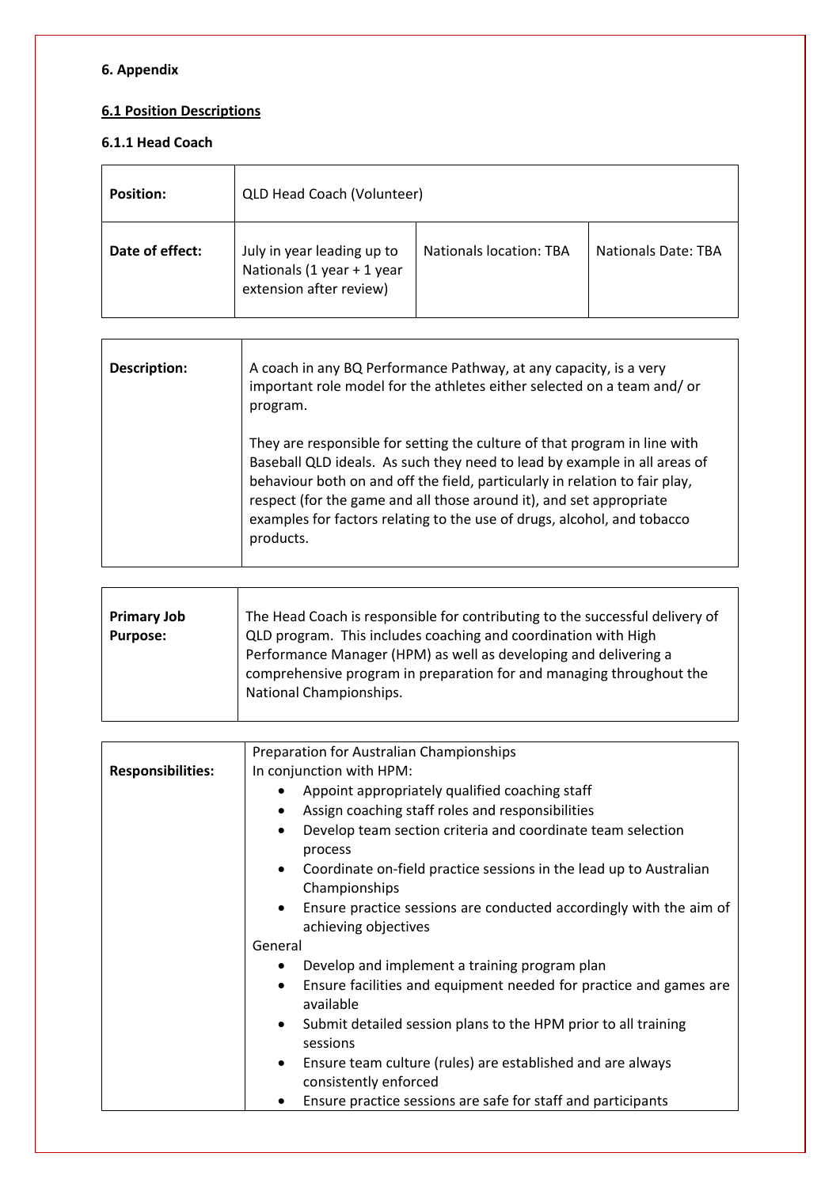## 6. Appendix

### 6.1 Position Descriptions

#### 6.1.1 Head Coach

| **Position:** | QLD Head Coach (Volunteer) | | |
|---|---|---|---|
| **Date of effect:** | July in year leading up to Nationals (1 year + 1 year extension after review) | Nationals location: TBA | Nationals Date: TBA |

| **Description:** | A coach in any BQ Performance Pathway, at any capacity, is a very important role model for the athletes either selected on a team and/ or program.<br><br>They are responsible for setting the culture of that program in line with Baseball QLD ideals. As such they need to lead by example in all areas of behaviour both on and off the field, particularly in relation to fair play, respect (for the game and all those around it), and set appropriate examples for factors relating to the use of drugs, alcohol, and tobacco products. |
|---|---|

| **Primary Job Purpose:** | The Head Coach is responsible for contributing to the successful delivery of QLD program. This includes coaching and coordination with High Performance Manager (HPM) as well as developing and delivering a comprehensive program in preparation for and managing throughout the National Championships. |
|---|---|

| **Responsibilities:** | Preparation for Australian Championships<br>In conjunction with HPM:<br>• Appoint appropriately qualified coaching staff<br>• Assign coaching staff roles and responsibilities<br>• Develop team section criteria and coordinate team selection process<br>• Coordinate on-field practice sessions in the lead up to Australian Championships<br>• Ensure practice sessions are conducted accordingly with the aim of achieving objectives<br>General<br>• Develop and implement a training program plan<br>• Ensure facilities and equipment needed for practice and games are available<br>• Submit detailed session plans to the HPM prior to all training sessions<br>• Ensure team culture (rules) are established and are always consistently enforced<br>• Ensure practice sessions are safe for staff and participants |
|---|---|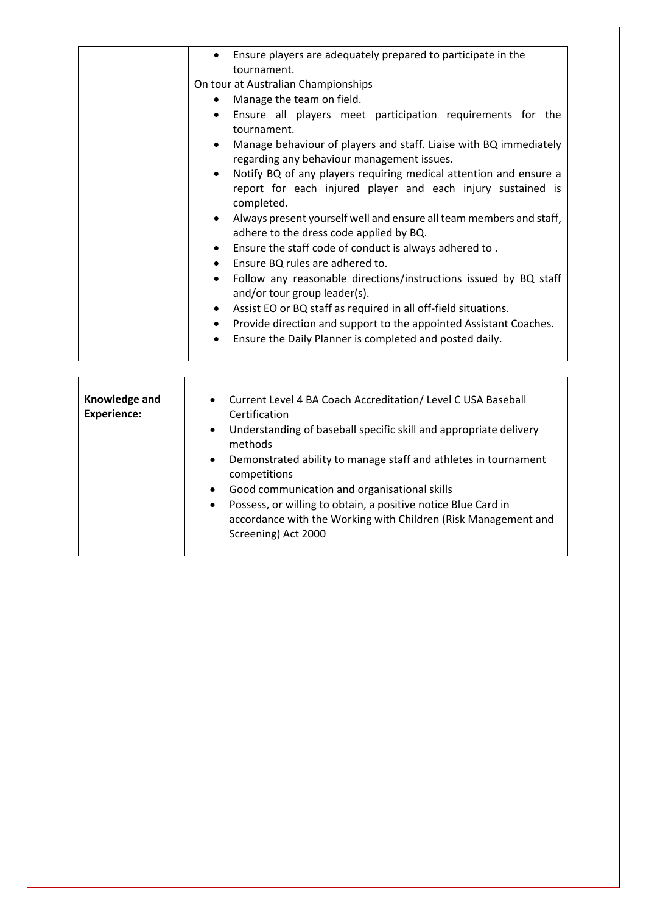| | |
|---|---|
| | • Ensure players are adequately prepared to participate in the tournament.<br>On tour at Australian Championships<br>• Manage the team on field.<br>• Ensure all players meet participation requirements for the tournament.<br>• Manage behaviour of players and staff. Liaise with BQ immediately regarding any behaviour management issues.<br>• Notify BQ of any players requiring medical attention and ensure a report for each injured player and each injury sustained is completed.<br>• Always present yourself well and ensure all team members and staff, adhere to the dress code applied by BQ.<br>• Ensure the staff code of conduct is always adhered to .<br>• Ensure BQ rules are adhered to.<br>• Follow any reasonable directions/instructions issued by BQ staff and/or tour group leader(s).<br>• Assist EO or BQ staff as required in all off-field situations.<br>• Provide direction and support to the appointed Assistant Coaches.<br>• Ensure the Daily Planner is completed and posted daily. |

| | |
|---|---|
| **Knowledge and Experience:** | • Current Level 4 BA Coach Accreditation/ Level C USA Baseball Certification<br>• Understanding of baseball specific skill and appropriate delivery methods<br>• Demonstrated ability to manage staff and athletes in tournament competitions<br>• Good communication and organisational skills<br>• Possess, or willing to obtain, a positive notice Blue Card in accordance with the Working with Children (Risk Management and Screening) Act 2000 |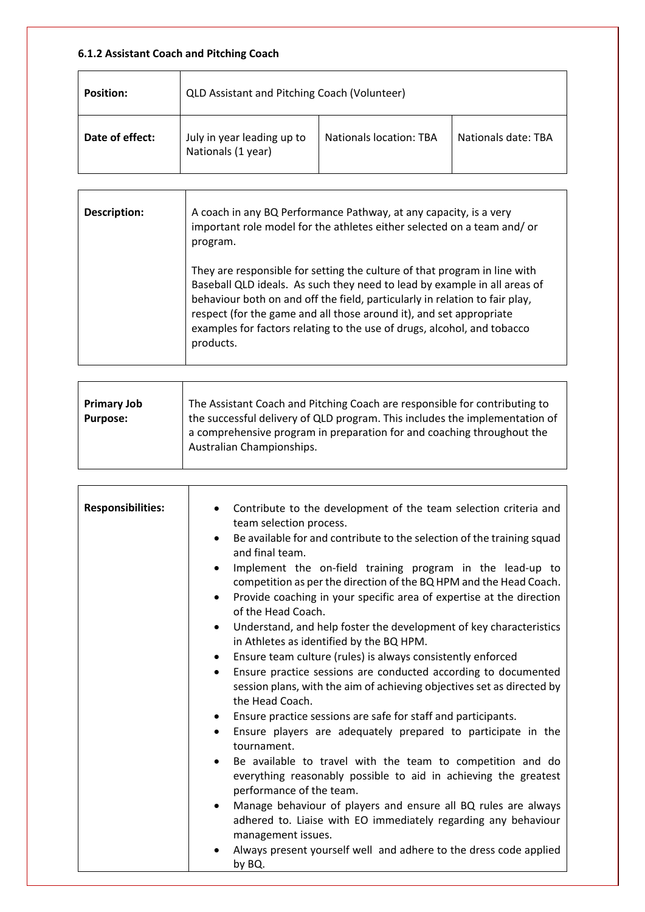#### 6.1.2 Assistant Coach and Pitching Coach

| **Position:** | QLD Assistant and Pitching Coach (Volunteer) | | |
|---|---|---|---|
| **Date of effect:** | July in year leading up to Nationals (1 year) | Nationals location: TBA | Nationals date: TBA |

| **Description:** | A coach in any BQ Performance Pathway, at any capacity, is a very important role model for the athletes either selected on a team and/ or program.<br><br>They are responsible for setting the culture of that program in line with Baseball QLD ideals. As such they need to lead by example in all areas of behaviour both on and off the field, particularly in relation to fair play, respect (for the game and all those around it), and set appropriate examples for factors relating to the use of drugs, alcohol, and tobacco products. |
|---|---|

| **Primary Job Purpose:** | The Assistant Coach and Pitching Coach are responsible for contributing to the successful delivery of QLD program. This includes the implementation of a comprehensive program in preparation for and coaching throughout the Australian Championships. |
|---|---|

| **Responsibilities:** | • Contribute to the development of the team selection criteria and team selection process.<br>• Be available for and contribute to the selection of the training squad and final team.<br>• Implement the on-field training program in the lead-up to competition as per the direction of the BQ HPM and the Head Coach.<br>• Provide coaching in your specific area of expertise at the direction of the Head Coach.<br>• Understand, and help foster the development of key characteristics in Athletes as identified by the BQ HPM.<br>• Ensure team culture (rules) is always consistently enforced<br>• Ensure practice sessions are conducted according to documented session plans, with the aim of achieving objectives set as directed by the Head Coach.<br>• Ensure practice sessions are safe for staff and participants.<br>• Ensure players are adequately prepared to participate in the tournament.<br>• Be available to travel with the team to competition and do everything reasonably possible to aid in achieving the greatest performance of the team.<br>• Manage behaviour of players and ensure all BQ rules are always adhered to. Liaise with EO immediately regarding any behaviour management issues.<br>• Always present yourself well and adhere to the dress code applied by BQ. |
|---|---|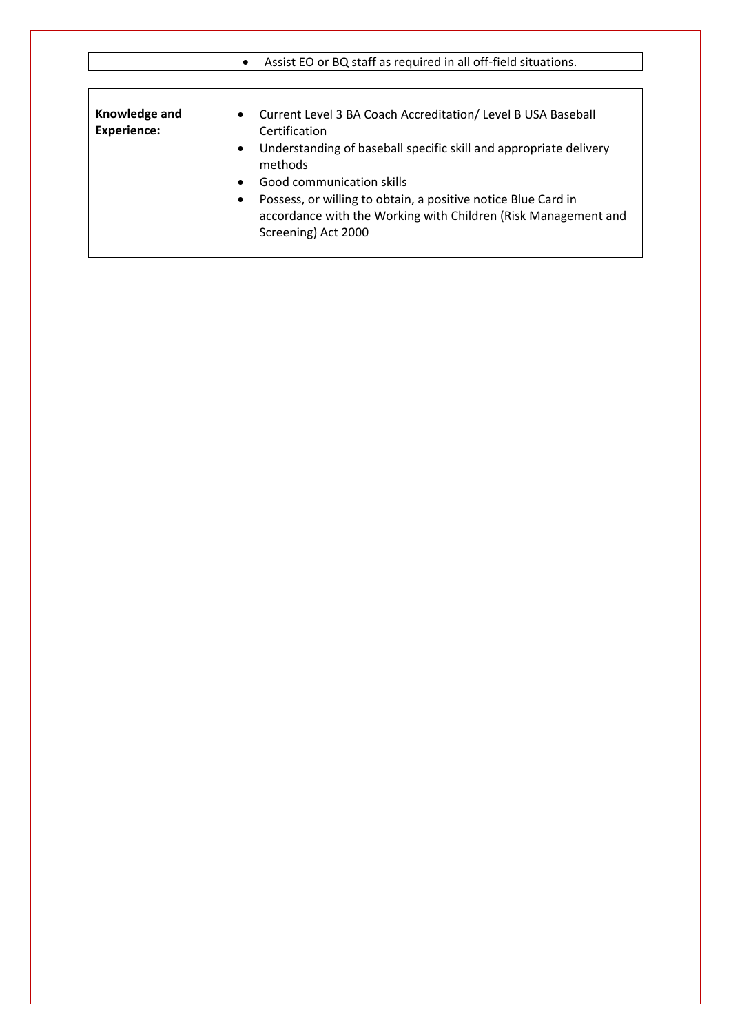| | • Assist EO or BQ staff as required in all off-field situations. |
| --- | --- |

| **Knowledge and Experience:** | • Current Level 3 BA Coach Accreditation/ Level B USA Baseball Certification<br>• Understanding of baseball specific skill and appropriate delivery methods<br>• Good communication skills<br>• Possess, or willing to obtain, a positive notice Blue Card in accordance with the Working with Children (Risk Management and Screening) Act 2000 |
| --- | --- |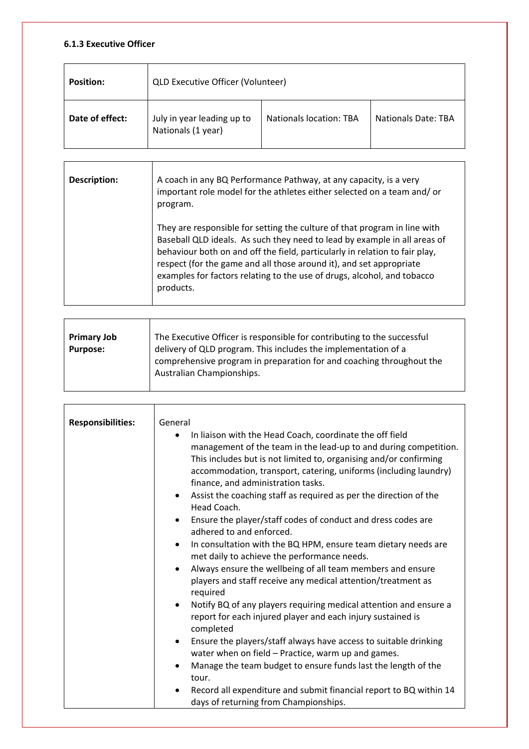### 6.1.3 Executive Officer

| **Position:** | QLD Executive Officer (Volunteer) | | |
|---|---|---|---|
| **Date of effect:** | July in year leading up to Nationals (1 year) | Nationals location: TBA | Nationals Date: TBA |

| **Description:** | A coach in any BQ Performance Pathway, at any capacity, is a very important role model for the athletes either selected on a team and/ or program.<br><br>They are responsible for setting the culture of that program in line with Baseball QLD ideals. As such they need to lead by example in all areas of behaviour both on and off the field, particularly in relation to fair play, respect (for the game and all those around it), and set appropriate examples for factors relating to the use of drugs, alcohol, and tobacco products. |
|---|---|

| **Primary Job Purpose:** | The Executive Officer is responsible for contributing to the successful delivery of QLD program. This includes the implementation of a comprehensive program in preparation for and coaching throughout the Australian Championships. |
|---|---|

| **Responsibilities:** | General<br>• In liaison with the Head Coach, coordinate the off field management of the team in the lead-up to and during competition. This includes but is not limited to, organising and/or confirming accommodation, transport, catering, uniforms (including laundry) finance, and administration tasks.<br>• Assist the coaching staff as required as per the direction of the Head Coach.<br>• Ensure the player/staff codes of conduct and dress codes are adhered to and enforced.<br>• In consultation with the BQ HPM, ensure team dietary needs are met daily to achieve the performance needs.<br>• Always ensure the wellbeing of all team members and ensure players and staff receive any medical attention/treatment as required<br>• Notify BQ of any players requiring medical attention and ensure a report for each injured player and each injury sustained is completed<br>• Ensure the players/staff always have access to suitable drinking water when on field – Practice, warm up and games.<br>• Manage the team budget to ensure funds last the length of the tour.<br>• Record all expenditure and submit financial report to BQ within 14 days of returning from Championships. |
|---|---|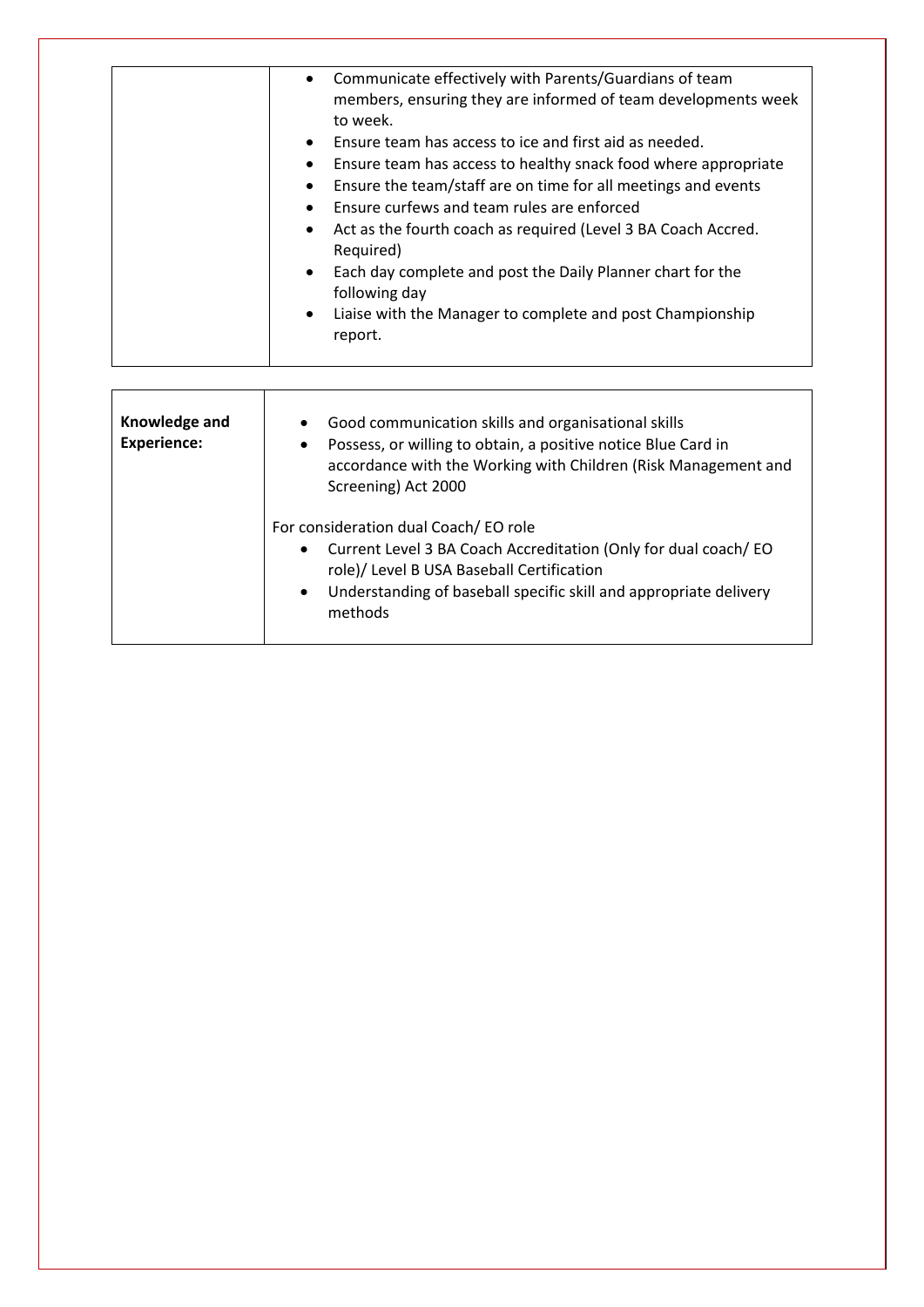|  |  |
|---|---|
|  | • Communicate effectively with Parents/Guardians of team members, ensuring they are informed of team developments week to week.<br>• Ensure team has access to ice and first aid as needed.<br>• Ensure team has access to healthy snack food where appropriate<br>• Ensure the team/staff are on time for all meetings and events<br>• Ensure curfews and team rules are enforced<br>• Act as the fourth coach as required (Level 3 BA Coach Accred. Required)<br>• Each day complete and post the Daily Planner chart for the following day<br>• Liaise with the Manager to complete and post Championship report. |

|  |  |
|---|---|
| **Knowledge and Experience:** | • Good communication skills and organisational skills<br>• Possess, or willing to obtain, a positive notice Blue Card in accordance with the Working with Children (Risk Management and Screening) Act 2000<br><br>For consideration dual Coach/ EO role<br>• Current Level 3 BA Coach Accreditation (Only for dual coach/ EO role)/ Level B USA Baseball Certification<br>• Understanding of baseball specific skill and appropriate delivery methods |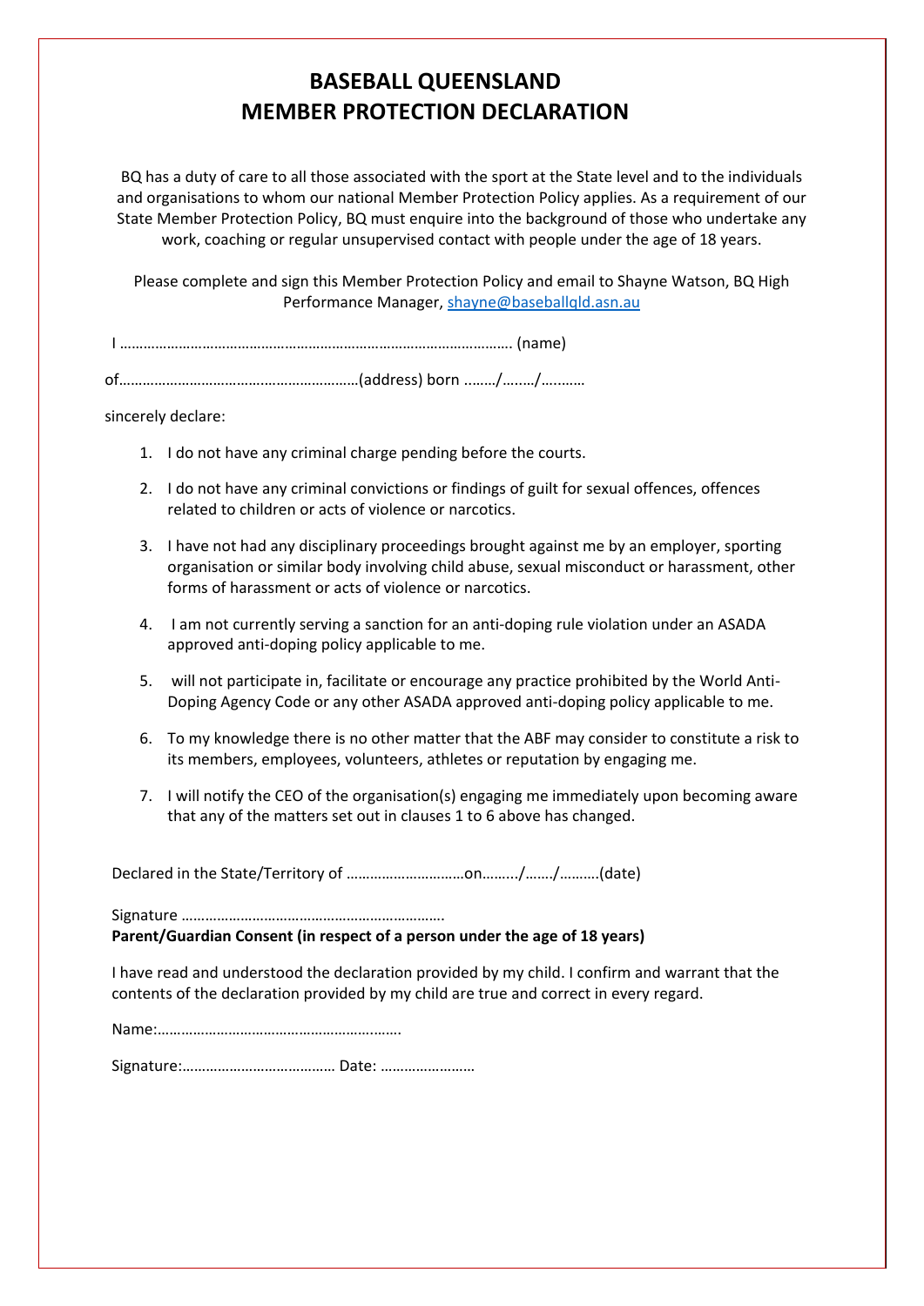# BASEBALL QUEENSLAND
# MEMBER PROTECTION DECLARATION

BQ has a duty of care to all those associated with the sport at the State level and to the individuals and organisations to whom our national Member Protection Policy applies. As a requirement of our State Member Protection Policy, BQ must enquire into the background of those who undertake any work, coaching or regular unsupervised contact with people under the age of 18 years.

Please complete and sign this Member Protection Policy and email to Shayne Watson, BQ High Performance Manager, shayne@baseballqld.asn.au

I ………………………………………………………………………………………. (name)

of……………………………………………………(address) born ……../……../….……

sincerely declare:

1. I do not have any criminal charge pending before the courts.
2. I do not have any criminal convictions or findings of guilt for sexual offences, offences related to children or acts of violence or narcotics.
3. I have not had any disciplinary proceedings brought against me by an employer, sporting organisation or similar body involving child abuse, sexual misconduct or harassment, other forms of harassment or acts of violence or narcotics.
4. I am not currently serving a sanction for an anti-doping rule violation under an ASADA approved anti-doping policy applicable to me.
5. will not participate in, facilitate or encourage any practice prohibited by the World Anti-Doping Agency Code or any other ASADA approved anti-doping policy applicable to me.
6. To my knowledge there is no other matter that the ABF may consider to constitute a risk to its members, employees, volunteers, athletes or reputation by engaging me.
7. I will notify the CEO of the organisation(s) engaging me immediately upon becoming aware that any of the matters set out in clauses 1 to 6 above has changed.

Declared in the State/Territory of …………………………on………/……./……….(date)

Signature ………………………………………………………….

**Parent/Guardian Consent (in respect of a person under the age of 18 years)**

I have read and understood the declaration provided by my child. I confirm and warrant that the contents of the declaration provided by my child are true and correct in every regard.

Name:…………………………………………………….

Signature:………………………………… Date: ……………………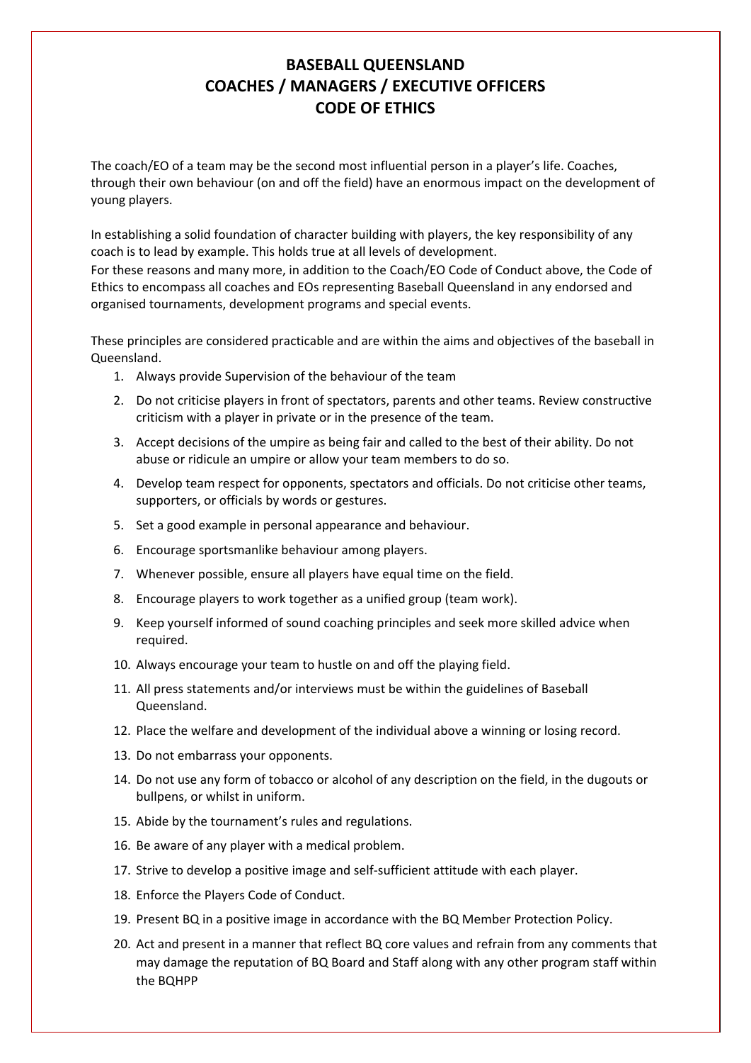# BASEBALL QUEENSLAND
# COACHES / MANAGERS / EXECUTIVE OFFICERS
# CODE OF ETHICS

The coach/EO of a team may be the second most influential person in a player's life. Coaches, through their own behaviour (on and off the field) have an enormous impact on the development of young players.

In establishing a solid foundation of character building with players, the key responsibility of any coach is to lead by example. This holds true at all levels of development.
For these reasons and many more, in addition to the Coach/EO Code of Conduct above, the Code of Ethics to encompass all coaches and EOs representing Baseball Queensland in any endorsed and organised tournaments, development programs and special events.

These principles are considered practicable and are within the aims and objectives of the baseball in Queensland.

1. Always provide Supervision of the behaviour of the team
2. Do not criticise players in front of spectators, parents and other teams. Review constructive criticism with a player in private or in the presence of the team.
3. Accept decisions of the umpire as being fair and called to the best of their ability. Do not abuse or ridicule an umpire or allow your team members to do so.
4. Develop team respect for opponents, spectators and officials. Do not criticise other teams, supporters, or officials by words or gestures.
5. Set a good example in personal appearance and behaviour.
6. Encourage sportsmanlike behaviour among players.
7. Whenever possible, ensure all players have equal time on the field.
8. Encourage players to work together as a unified group (team work).
9. Keep yourself informed of sound coaching principles and seek more skilled advice when required.
10. Always encourage your team to hustle on and off the playing field.
11. All press statements and/or interviews must be within the guidelines of Baseball Queensland.
12. Place the welfare and development of the individual above a winning or losing record.
13. Do not embarrass your opponents.
14. Do not use any form of tobacco or alcohol of any description on the field, in the dugouts or bullpens, or whilst in uniform.
15. Abide by the tournament's rules and regulations.
16. Be aware of any player with a medical problem.
17. Strive to develop a positive image and self-sufficient attitude with each player.
18. Enforce the Players Code of Conduct.
19. Present BQ in a positive image in accordance with the BQ Member Protection Policy.
20. Act and present in a manner that reflect BQ core values and refrain from any comments that may damage the reputation of BQ Board and Staff along with any other program staff within the BQHPP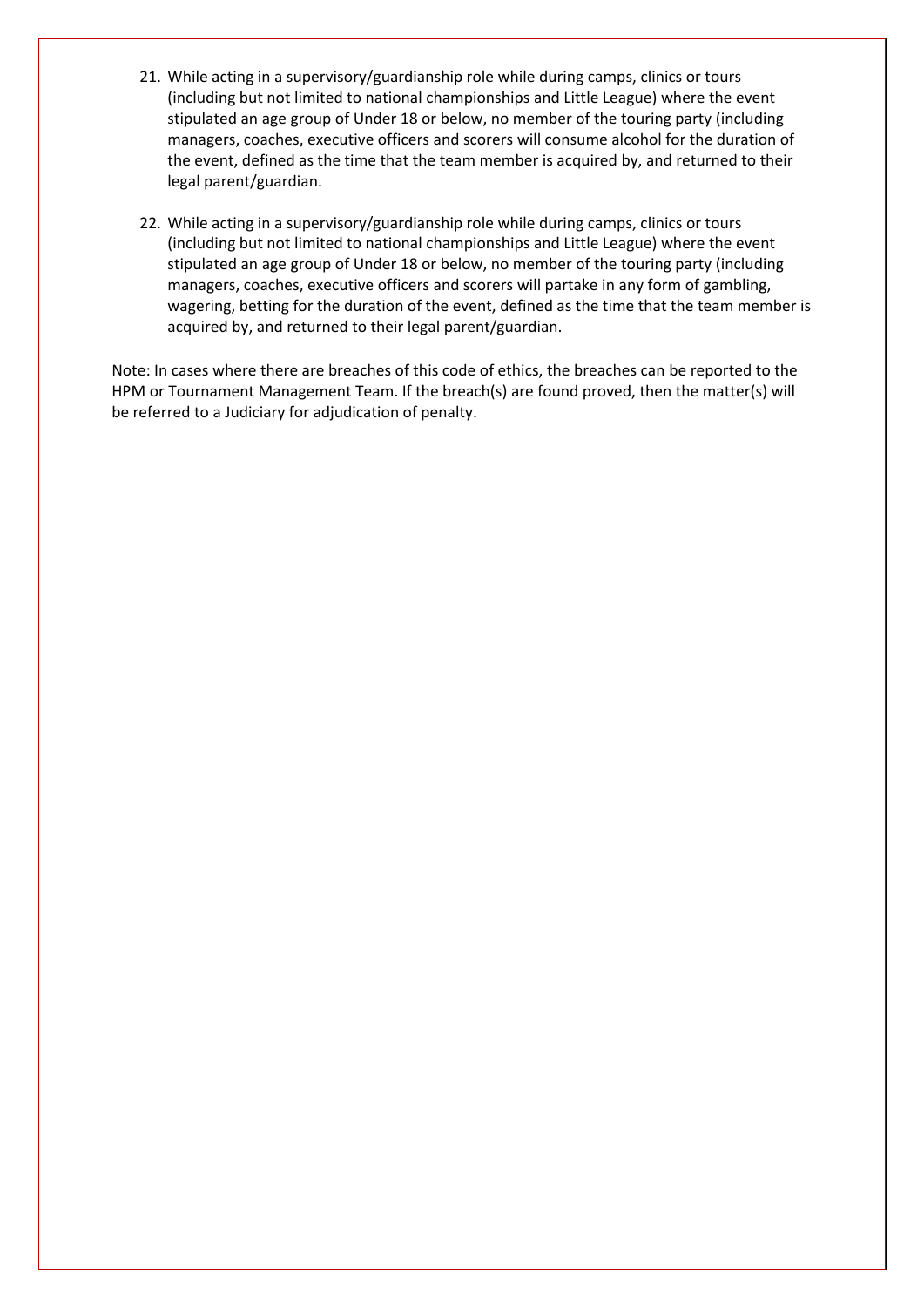21. While acting in a supervisory/guardianship role while during camps, clinics or tours (including but not limited to national championships and Little League) where the event stipulated an age group of Under 18 or below, no member of the touring party (including managers, coaches, executive officers and scorers will consume alcohol for the duration of the event, defined as the time that the team member is acquired by, and returned to their legal parent/guardian.

22. While acting in a supervisory/guardianship role while during camps, clinics or tours (including but not limited to national championships and Little League) where the event stipulated an age group of Under 18 or below, no member of the touring party (including managers, coaches, executive officers and scorers will partake in any form of gambling, wagering, betting for the duration of the event, defined as the time that the team member is acquired by, and returned to their legal parent/guardian.

Note: In cases where there are breaches of this code of ethics, the breaches can be reported to the HPM or Tournament Management Team. If the breach(s) are found proved, then the matter(s) will be referred to a Judiciary for adjudication of penalty.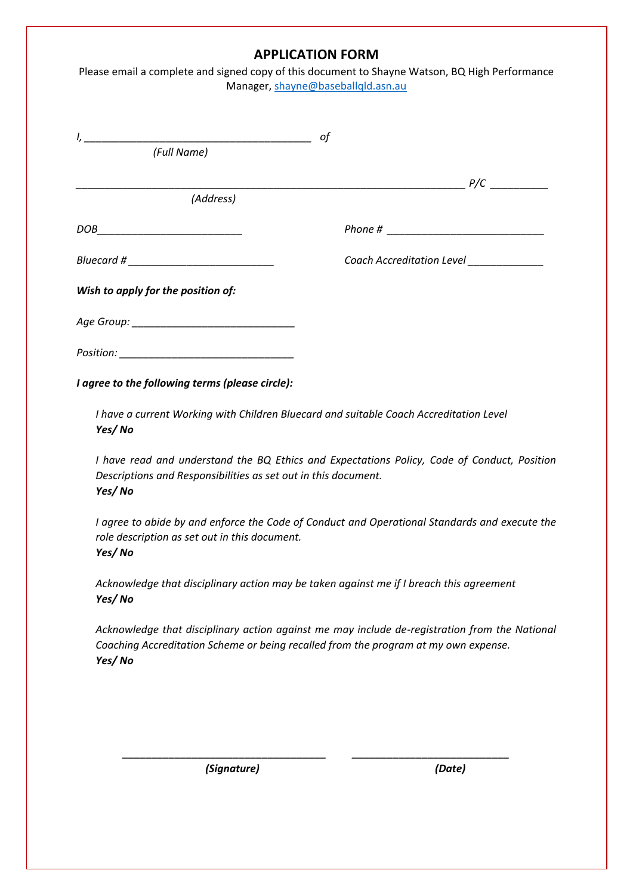## APPLICATION FORM

Please email a complete and signed copy of this document to Shayne Watson, BQ High Performance Manager, shayne@baseballqld.asn.au

*I, _______________________________________ of*
*(Full Name)*

*_________________________________________________________________ P/C __________*
*(Address)*

*DOB_________________________* *Phone # ___________________________*

*Bluecard # _________________________* *Coach Accreditation Level _____________*

***Wish to apply for the position of:***

*Age Group: ____________________________*

*Position: ______________________________*

***I agree to the following terms (please circle):***

*I have a current Working with Children Bluecard and suitable Coach Accreditation Level*
***Yes/ No***

*I have read and understand the BQ Ethics and Expectations Policy, Code of Conduct, Position Descriptions and Responsibilities as set out in this document.*
***Yes/ No***

*I agree to abide by and enforce the Code of Conduct and Operational Standards and execute the role description as set out in this document.*
***Yes/ No***

*Acknowledge that disciplinary action may be taken against me if I breach this agreement*
***Yes/ No***

*Acknowledge that disciplinary action against me may include de-registration from the National Coaching Accreditation Scheme or being recalled from the program at my own expense.*
***Yes/ No***

___________________________________ ___________________________
***(Signature)*** ***(Date)***